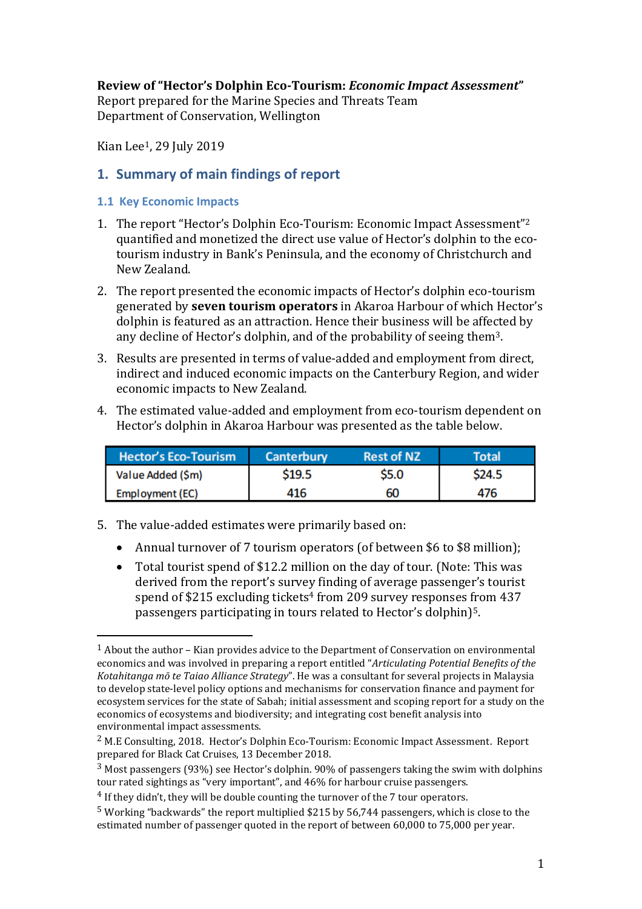**Review of "Hector's Dolphin Eco-Tourism: *Economic Impact Assessment*"**
Report prepared for the Marine Species and Threats Team
Department of Conservation, Wellington

Kian Lee[1], 29 July 2019

## 1. Summary of main findings of report

### 1.1 Key Economic Impacts

1. The report "Hector's Dolphin Eco-Tourism: Economic Impact Assessment"[2] quantified and monetized the direct use value of Hector's dolphin to the eco-tourism industry in Bank's Peninsula, and the economy of Christchurch and New Zealand.

2. The report presented the economic impacts of Hector's dolphin eco-tourism generated by **seven tourism operators** in Akaroa Harbour of which Hector's dolphin is featured as an attraction. Hence their business will be affected by any decline of Hector's dolphin, and of the probability of seeing them[3].

3. Results are presented in terms of value-added and employment from direct, indirect and induced economic impacts on the Canterbury Region, and wider economic impacts to New Zealand.

4. The estimated value-added and employment from eco-tourism dependent on Hector's dolphin in Akaroa Harbour was presented as the table below.

| Hector's Eco-Tourism | Canterbury | Rest of NZ | Total |
|---|---|---|---|
| Value Added ($m) | $19.5 | $5.0 | $24.5 |
| Employment (EC) | 416 | 60 | 476 |

5. The value-added estimates were primarily based on:
   - Annual turnover of 7 tourism operators (of between $6 to $8 million);
   - Total tourist spend of $12.2 million on the day of tour. (Note: This was derived from the report's survey finding of average passenger's tourist spend of $215 excluding tickets[4] from 209 survey responses from 437 passengers participating in tours related to Hector's dolphin)[5].

---

[1] About the author – Kian provides advice to the Department of Conservation on environmental economics and was involved in preparing a report entitled "*Articulating Potential Benefits of the Kotahitanga mō te Taiao Alliance Strategy*". He was a consultant for several projects in Malaysia to develop state-level policy options and mechanisms for conservation finance and payment for ecosystem services for the state of Sabah; initial assessment and scoping report for a study on the economics of ecosystems and biodiversity; and integrating cost benefit analysis into environmental impact assessments.

[2] M.E Consulting, 2018. Hector's Dolphin Eco-Tourism: Economic Impact Assessment. Report prepared for Black Cat Cruises, 13 December 2018.

[3] Most passengers (93%) see Hector's dolphin. 90% of passengers taking the swim with dolphins tour rated sightings as "very important", and 46% for harbour cruise passengers.

[4] If they didn't, they will be double counting the turnover of the 7 tour operators.

[5] Working "backwards" the report multiplied $215 by 56,744 passengers, which is close to the estimated number of passenger quoted in the report of between 60,000 to 75,000 per year.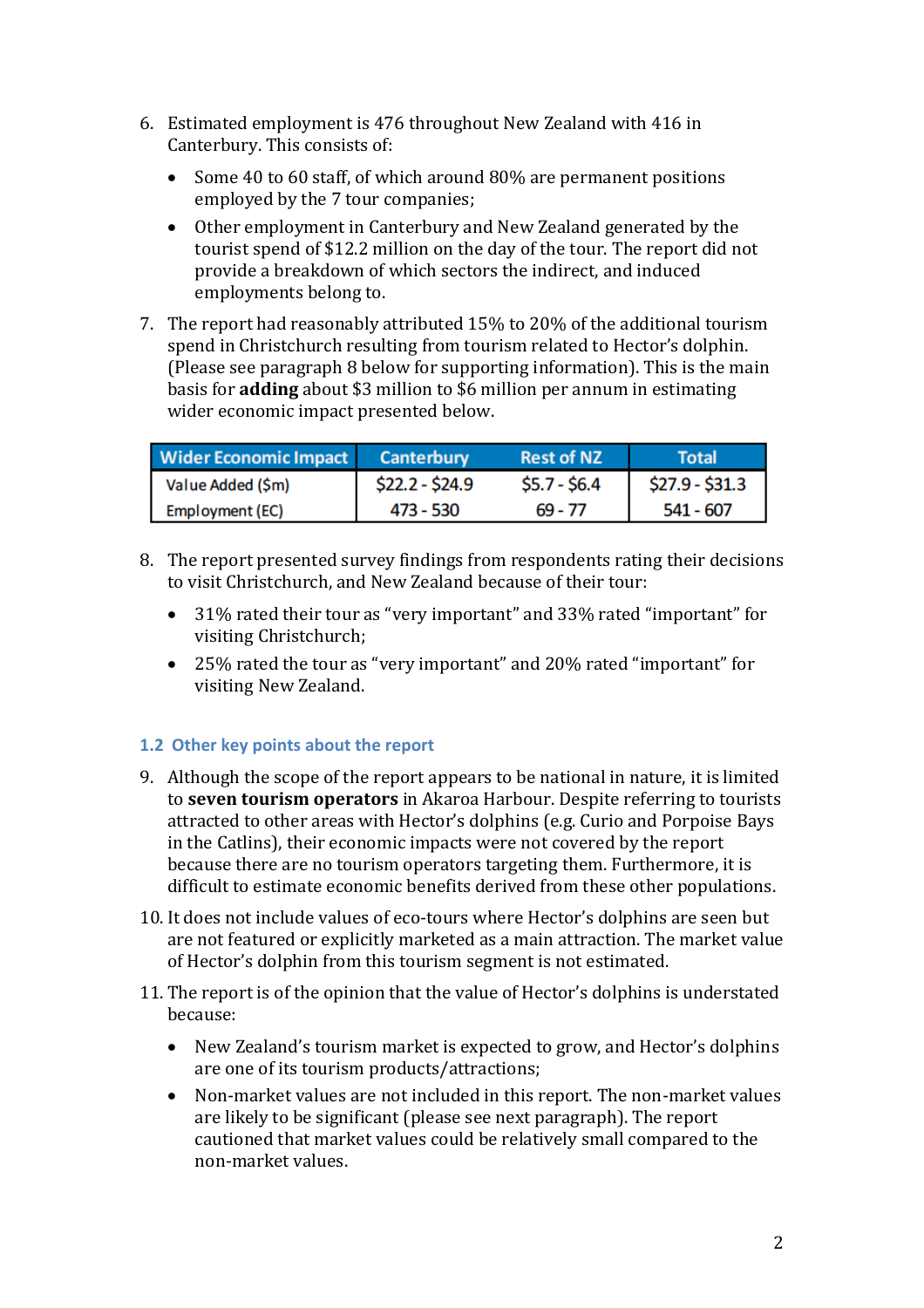6. Estimated employment is 476 throughout New Zealand with 416 in Canterbury. This consists of:

   - Some 40 to 60 staff, of which around 80% are permanent positions employed by the 7 tour companies;
   - Other employment in Canterbury and New Zealand generated by the tourist spend of $12.2 million on the day of the tour. The report did not provide a breakdown of which sectors the indirect, and induced employments belong to.

7. The report had reasonably attributed 15% to 20% of the additional tourism spend in Christchurch resulting from tourism related to Hector's dolphin. (Please see paragraph 8 below for supporting information). This is the main basis for **adding** about $3 million to $6 million per annum in estimating wider economic impact presented below.

| Wider Economic Impact | Canterbury | Rest of NZ | Total |
|---|---|---|---|
| Value Added ($m) | $22.2 - $24.9 | $5.7 - $6.4 | $27.9 - $31.3 |
| Employment (EC) | 473 - 530 | 69 - 77 | 541 - 607 |

8. The report presented survey findings from respondents rating their decisions to visit Christchurch, and New Zealand because of their tour:

   - 31% rated their tour as "very important" and 33% rated "important" for visiting Christchurch;
   - 25% rated the tour as "very important" and 20% rated "important" for visiting New Zealand.

## 1.2 Other key points about the report

9. Although the scope of the report appears to be national in nature, it is limited to **seven tourism operators** in Akaroa Harbour. Despite referring to tourists attracted to other areas with Hector's dolphins (e.g. Curio and Porpoise Bays in the Catlins), their economic impacts were not covered by the report because there are no tourism operators targeting them. Furthermore, it is difficult to estimate economic benefits derived from these other populations.

10. It does not include values of eco-tours where Hector's dolphins are seen but are not featured or explicitly marketed as a main attraction. The market value of Hector's dolphin from this tourism segment is not estimated.

11. The report is of the opinion that the value of Hector's dolphins is understated because:

    - New Zealand's tourism market is expected to grow, and Hector's dolphins are one of its tourism products/attractions;
    - Non-market values are not included in this report. The non-market values are likely to be significant (please see next paragraph). The report cautioned that market values could be relatively small compared to the non-market values.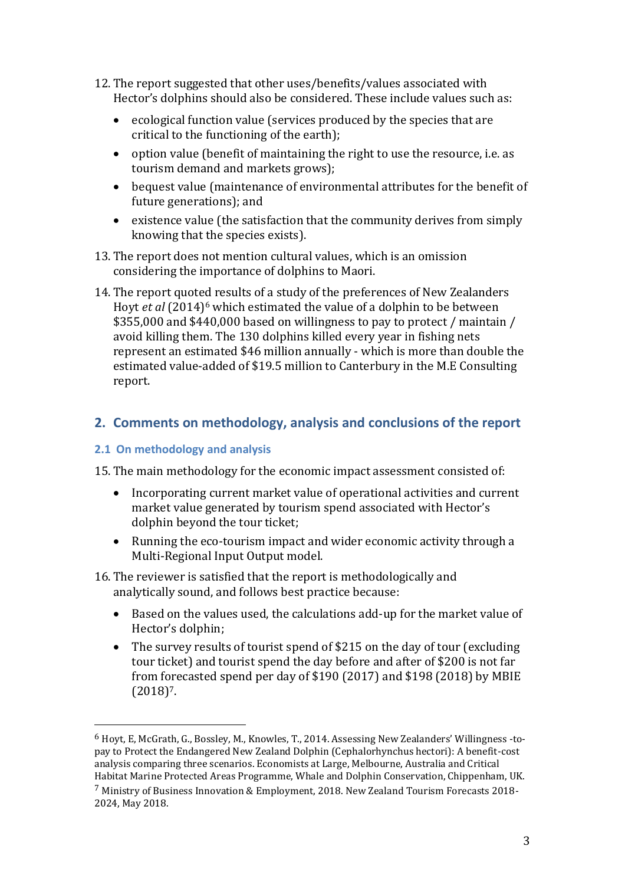12. The report suggested that other uses/benefits/values associated with Hector's dolphins should also be considered. These include values such as:
    - ecological function value (services produced by the species that are critical to the functioning of the earth);
    - option value (benefit of maintaining the right to use the resource, i.e. as tourism demand and markets grows);
    - bequest value (maintenance of environmental attributes for the benefit of future generations); and
    - existence value (the satisfaction that the community derives from simply knowing that the species exists).
13. The report does not mention cultural values, which is an omission considering the importance of dolphins to Maori.
14. The report quoted results of a study of the preferences of New Zealanders Hoyt *et al* (2014)[6] which estimated the value of a dolphin to be between $355,000 and $440,000 based on willingness to pay to protect / maintain / avoid killing them. The 130 dolphins killed every year in fishing nets represent an estimated $46 million annually - which is more than double the estimated value-added of $19.5 million to Canterbury in the M.E Consulting report.

## 2. Comments on methodology, analysis and conclusions of the report

### 2.1 On methodology and analysis

15. The main methodology for the economic impact assessment consisted of:
    - Incorporating current market value of operational activities and current market value generated by tourism spend associated with Hector's dolphin beyond the tour ticket;
    - Running the eco-tourism impact and wider economic activity through a Multi-Regional Input Output model.
16. The reviewer is satisfied that the report is methodologically and analytically sound, and follows best practice because:
    - Based on the values used, the calculations add-up for the market value of Hector's dolphin;
    - The survey results of tourist spend of $215 on the day of tour (excluding tour ticket) and tourist spend the day before and after of $200 is not far from forecasted spend per day of $190 (2017) and $198 (2018) by MBIE (2018)[7].

---

[6] Hoyt, E, McGrath, G., Bossley, M., Knowles, T., 2014. Assessing New Zealanders' Willingness -to-pay to Protect the Endangered New Zealand Dolphin (Cephalorhynchus hectori): A benefit-cost analysis comparing three scenarios. Economists at Large, Melbourne, Australia and Critical Habitat Marine Protected Areas Programme, Whale and Dolphin Conservation, Chippenham, UK.

[7] Ministry of Business Innovation & Employment, 2018. New Zealand Tourism Forecasts 2018-2024, May 2018.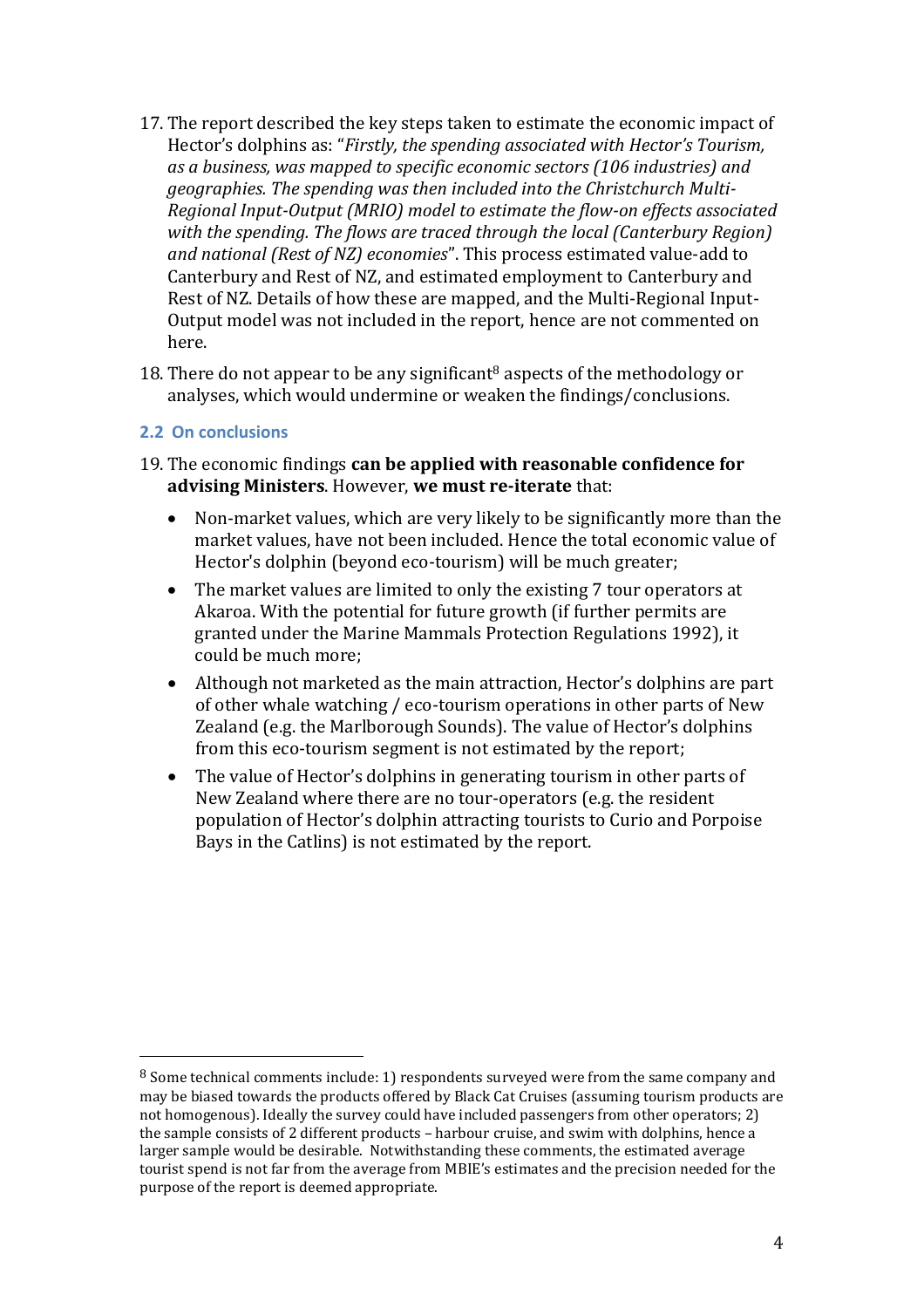17. The report described the key steps taken to estimate the economic impact of Hector's dolphins as: "*Firstly, the spending associated with Hector's Tourism, as a business, was mapped to specific economic sectors (106 industries) and geographies. The spending was then included into the Christchurch Multi-Regional Input-Output (MRIO) model to estimate the flow-on effects associated with the spending. The flows are traced through the local (Canterbury Region) and national (Rest of NZ) economies*". This process estimated value-add to Canterbury and Rest of NZ, and estimated employment to Canterbury and Rest of NZ. Details of how these are mapped, and the Multi-Regional Input-Output model was not included in the report, hence are not commented on here.

18. There do not appear to be any significant[8] aspects of the methodology or analyses, which would undermine or weaken the findings/conclusions.

### 2.2 On conclusions

19. The economic findings **can be applied with reasonable confidence for advising Ministers**. However, **we must re-iterate** that:

    - Non-market values, which are very likely to be significantly more than the market values, have not been included. Hence the total economic value of Hector's dolphin (beyond eco-tourism) will be much greater;
    - The market values are limited to only the existing 7 tour operators at Akaroa. With the potential for future growth (if further permits are granted under the Marine Mammals Protection Regulations 1992), it could be much more;
    - Although not marketed as the main attraction, Hector's dolphins are part of other whale watching / eco-tourism operations in other parts of New Zealand (e.g. the Marlborough Sounds). The value of Hector's dolphins from this eco-tourism segment is not estimated by the report;
    - The value of Hector's dolphins in generating tourism in other parts of New Zealand where there are no tour-operators (e.g. the resident population of Hector's dolphin attracting tourists to Curio and Porpoise Bays in the Catlins) is not estimated by the report.

---

[8] Some technical comments include: 1) respondents surveyed were from the same company and may be biased towards the products offered by Black Cat Cruises (assuming tourism products are not homogenous). Ideally the survey could have included passengers from other operators; 2) the sample consists of 2 different products – harbour cruise, and swim with dolphins, hence a larger sample would be desirable. Notwithstanding these comments, the estimated average tourist spend is not far from the average from MBIE's estimates and the precision needed for the purpose of the report is deemed appropriate.